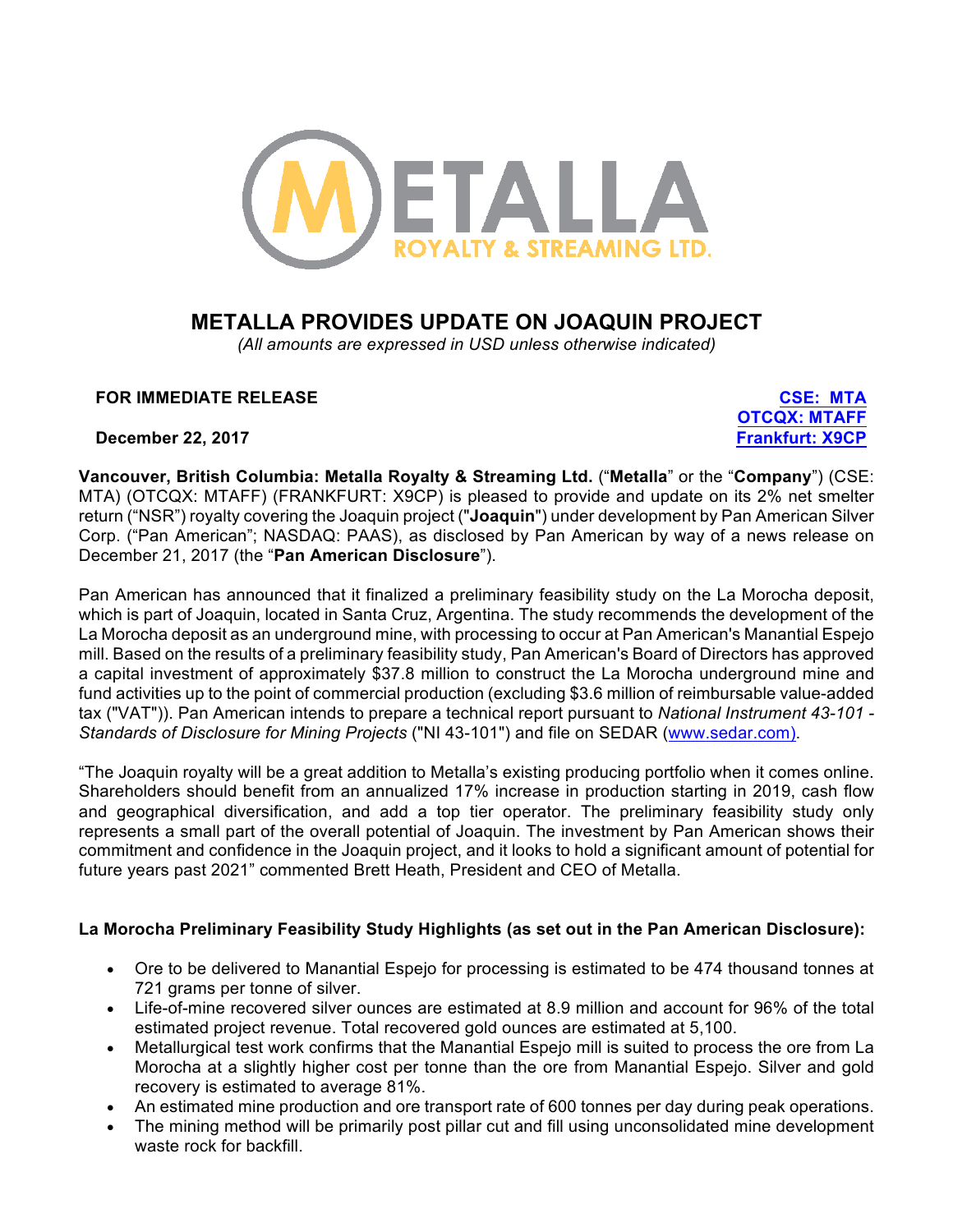# METALLA PROVIDES UPDATE ON JOAQUIN PROJECT

*(All amounts are expressed in USD unless otherwise indicated)*

**FOR IMMEDIATE RELEASE**

**December 22, 2017**

**CSE: MTA**
**OTCQX: MTAFF**
**Frankfurt: X9CP**

**Vancouver, British Columbia: Metalla Royalty & Streaming Ltd.** ("**Metalla**" or the "**Company**") (CSE: MTA) (OTCQX: MTAFF) (FRANKFURT: X9CP) is pleased to provide and update on its 2% net smelter return ("NSR") royalty covering the Joaquin project ("**Joaquin**") under development by Pan American Silver Corp. ("Pan American"; NASDAQ: PAAS), as disclosed by Pan American by way of a news release on December 21, 2017 (the "**Pan American Disclosure**").

Pan American has announced that it finalized a preliminary feasibility study on the La Morocha deposit, which is part of Joaquin, located in Santa Cruz, Argentina. The study recommends the development of the La Morocha deposit as an underground mine, with processing to occur at Pan American's Manantial Espejo mill. Based on the results of a preliminary feasibility study, Pan American's Board of Directors has approved a capital investment of approximately $37.8 million to construct the La Morocha underground mine and fund activities up to the point of commercial production (excluding $3.6 million of reimbursable value-added tax ("VAT")). Pan American intends to prepare a technical report pursuant to *National Instrument 43-101 - Standards of Disclosure for Mining Projects* ("NI 43-101") and file on SEDAR (www.sedar.com).

"The Joaquin royalty will be a great addition to Metalla's existing producing portfolio when it comes online. Shareholders should benefit from an annualized 17% increase in production starting in 2019, cash flow and geographical diversification, and add a top tier operator. The preliminary feasibility study only represents a small part of the overall potential of Joaquin. The investment by Pan American shows their commitment and confidence in the Joaquin project, and it looks to hold a significant amount of potential for future years past 2021" commented Brett Heath, President and CEO of Metalla.

**La Morocha Preliminary Feasibility Study Highlights (as set out in the Pan American Disclosure):**

- Ore to be delivered to Manantial Espejo for processing is estimated to be 474 thousand tonnes at 721 grams per tonne of silver.
- Life-of-mine recovered silver ounces are estimated at 8.9 million and account for 96% of the total estimated project revenue. Total recovered gold ounces are estimated at 5,100.
- Metallurgical test work confirms that the Manantial Espejo mill is suited to process the ore from La Morocha at a slightly higher cost per tonne than the ore from Manantial Espejo. Silver and gold recovery is estimated to average 81%.
- An estimated mine production and ore transport rate of 600 tonnes per day during peak operations.
- The mining method will be primarily post pillar cut and fill using unconsolidated mine development waste rock for backfill.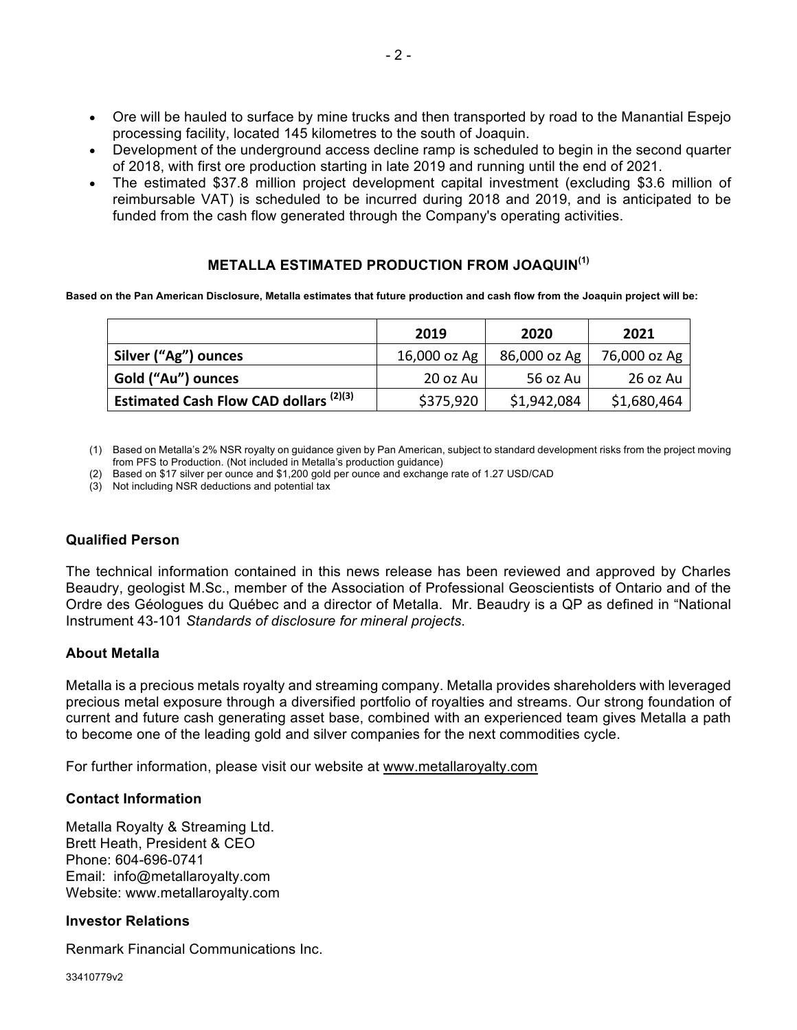- Ore will be hauled to surface by mine trucks and then transported by road to the Manantial Espejo processing facility, located 145 kilometres to the south of Joaquin.
- Development of the underground access decline ramp is scheduled to begin in the second quarter of 2018, with first ore production starting in late 2019 and running until the end of 2021.
- The estimated $37.8 million project development capital investment (excluding $3.6 million of reimbursable VAT) is scheduled to be incurred during 2018 and 2019, and is anticipated to be funded from the cash flow generated through the Company's operating activities.

## METALLA ESTIMATED PRODUCTION FROM JOAQUIN(1)

**Based on the Pan American Disclosure, Metalla estimates that future production and cash flow from the Joaquin project will be:**

| | 2019 | 2020 | 2021 |
|---|---|---|---|
| **Silver ("Ag") ounces** | 16,000 oz Ag | 86,000 oz Ag | 76,000 oz Ag |
| **Gold ("Au") ounces** | 20 oz Au | 56 oz Au | 26 oz Au |
| **Estimated Cash Flow CAD dollars (2)(3)** | $375,920 | $1,942,084 | $1,680,464 |

(1) Based on Metalla's 2% NSR royalty on guidance given by Pan American, subject to standard development risks from the project moving from PFS to Production. (Not included in Metalla's production guidance)
(2) Based on $17 silver per ounce and $1,200 gold per ounce and exchange rate of 1.27 USD/CAD
(3) Not including NSR deductions and potential tax

### Qualified Person

The technical information contained in this news release has been reviewed and approved by Charles Beaudry, geologist M.Sc., member of the Association of Professional Geoscientists of Ontario and of the Ordre des Géologues du Québec and a director of Metalla. Mr. Beaudry is a QP as defined in "National Instrument 43-101 *Standards of disclosure for mineral projects*.

### About Metalla

Metalla is a precious metals royalty and streaming company. Metalla provides shareholders with leveraged precious metal exposure through a diversified portfolio of royalties and streams. Our strong foundation of current and future cash generating asset base, combined with an experienced team gives Metalla a path to become one of the leading gold and silver companies for the next commodities cycle.

For further information, please visit our website at www.metallaroyalty.com

### Contact Information

Metalla Royalty & Streaming Ltd.
Brett Heath, President & CEO
Phone: 604-696-0741
Email: info@metallaroyalty.com
Website: www.metallaroyalty.com

### Investor Relations

Renmark Financial Communications Inc.

33410779v2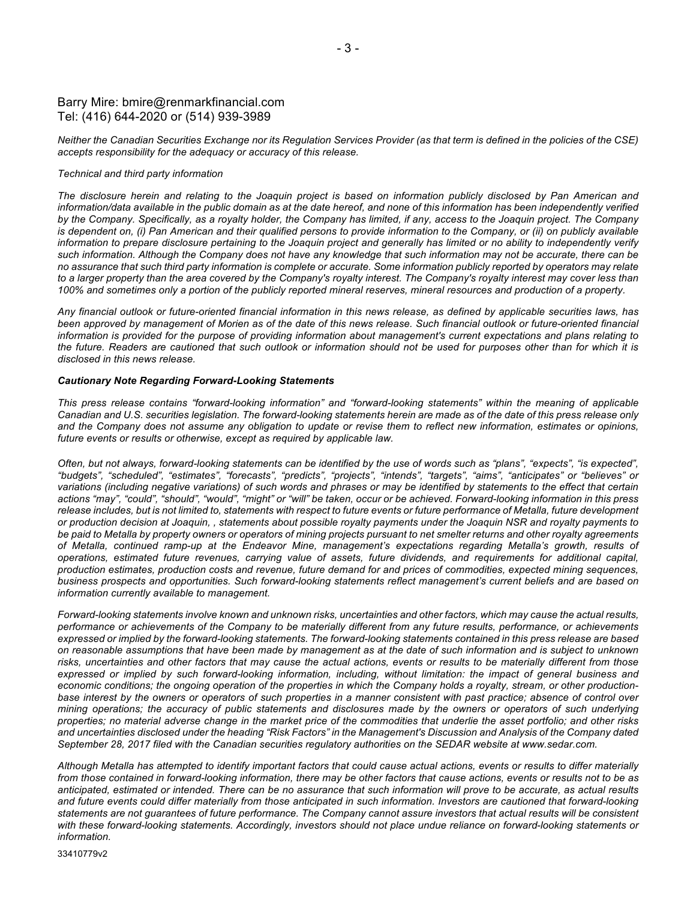Barry Mire: bmire@renmarkfinancial.com
Tel: (416) 644-2020 or (514) 939-3989

*Neither the Canadian Securities Exchange nor its Regulation Services Provider (as that term is defined in the policies of the CSE) accepts responsibility for the adequacy or accuracy of this release.*

*Technical and third party information*

*The disclosure herein and relating to the Joaquin project is based on information publicly disclosed by Pan American and information/data available in the public domain as at the date hereof, and none of this information has been independently verified by the Company. Specifically, as a royalty holder, the Company has limited, if any, access to the Joaquin project. The Company is dependent on, (i) Pan American and their qualified persons to provide information to the Company, or (ii) on publicly available information to prepare disclosure pertaining to the Joaquin project and generally has limited or no ability to independently verify such information. Although the Company does not have any knowledge that such information may not be accurate, there can be no assurance that such third party information is complete or accurate. Some information publicly reported by operators may relate to a larger property than the area covered by the Company's royalty interest. The Company's royalty interest may cover less than 100% and sometimes only a portion of the publicly reported mineral reserves, mineral resources and production of a property.*

*Any financial outlook or future-oriented financial information in this news release, as defined by applicable securities laws, has been approved by management of Morien as of the date of this news release. Such financial outlook or future-oriented financial information is provided for the purpose of providing information about management's current expectations and plans relating to the future. Readers are cautioned that such outlook or information should not be used for purposes other than for which it is disclosed in this news release.*

***Cautionary Note Regarding Forward-Looking Statements***

*This press release contains "forward-looking information" and "forward-looking statements" within the meaning of applicable Canadian and U.S. securities legislation. The forward-looking statements herein are made as of the date of this press release only and the Company does not assume any obligation to update or revise them to reflect new information, estimates or opinions, future events or results or otherwise, except as required by applicable law.*

*Often, but not always, forward-looking statements can be identified by the use of words such as "plans", "expects", "is expected", "budgets", "scheduled", "estimates", "forecasts", "predicts", "projects", "intends", "targets", "aims", "anticipates" or "believes" or variations (including negative variations) of such words and phrases or may be identified by statements to the effect that certain actions "may", "could", "should", "would", "might" or "will" be taken, occur or be achieved. Forward-looking information in this press release includes, but is not limited to, statements with respect to future events or future performance of Metalla, future development or production decision at Joaquin, , statements about possible royalty payments under the Joaquin NSR and royalty payments to be paid to Metalla by property owners or operators of mining projects pursuant to net smelter returns and other royalty agreements of Metalla, continued ramp-up at the Endeavor Mine, management's expectations regarding Metalla's growth, results of operations, estimated future revenues, carrying value of assets, future dividends, and requirements for additional capital, production estimates, production costs and revenue, future demand for and prices of commodities, expected mining sequences, business prospects and opportunities. Such forward-looking statements reflect management's current beliefs and are based on information currently available to management.*

*Forward-looking statements involve known and unknown risks, uncertainties and other factors, which may cause the actual results, performance or achievements of the Company to be materially different from any future results, performance, or achievements expressed or implied by the forward-looking statements. The forward-looking statements contained in this press release are based on reasonable assumptions that have been made by management as at the date of such information and is subject to unknown risks, uncertainties and other factors that may cause the actual actions, events or results to be materially different from those expressed or implied by such forward-looking information, including, without limitation: the impact of general business and economic conditions; the ongoing operation of the properties in which the Company holds a royalty, stream, or other production-base interest by the owners or operators of such properties in a manner consistent with past practice; absence of control over mining operations; the accuracy of public statements and disclosures made by the owners or operators of such underlying properties; no material adverse change in the market price of the commodities that underlie the asset portfolio; and other risks and uncertainties disclosed under the heading "Risk Factors" in the Management's Discussion and Analysis of the Company dated September 28, 2017 filed with the Canadian securities regulatory authorities on the SEDAR website at www.sedar.com.*

*Although Metalla has attempted to identify important factors that could cause actual actions, events or results to differ materially from those contained in forward-looking information, there may be other factors that cause actions, events or results not to be as anticipated, estimated or intended. There can be no assurance that such information will prove to be accurate, as actual results and future events could differ materially from those anticipated in such information. Investors are cautioned that forward-looking statements are not guarantees of future performance. The Company cannot assure investors that actual results will be consistent with these forward-looking statements. Accordingly, investors should not place undue reliance on forward-looking statements or information.*

33410779v2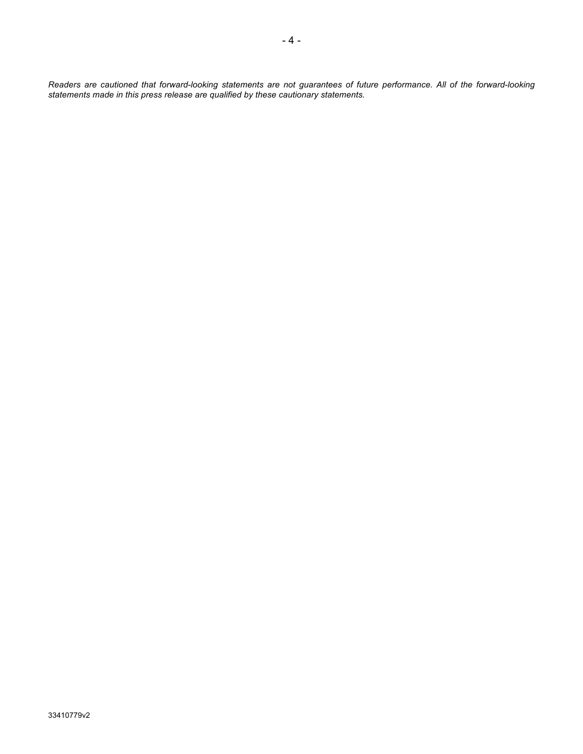*Readers are cautioned that forward-looking statements are not guarantees of future performance. All of the forward-looking statements made in this press release are qualified by these cautionary statements.*

33410779v2